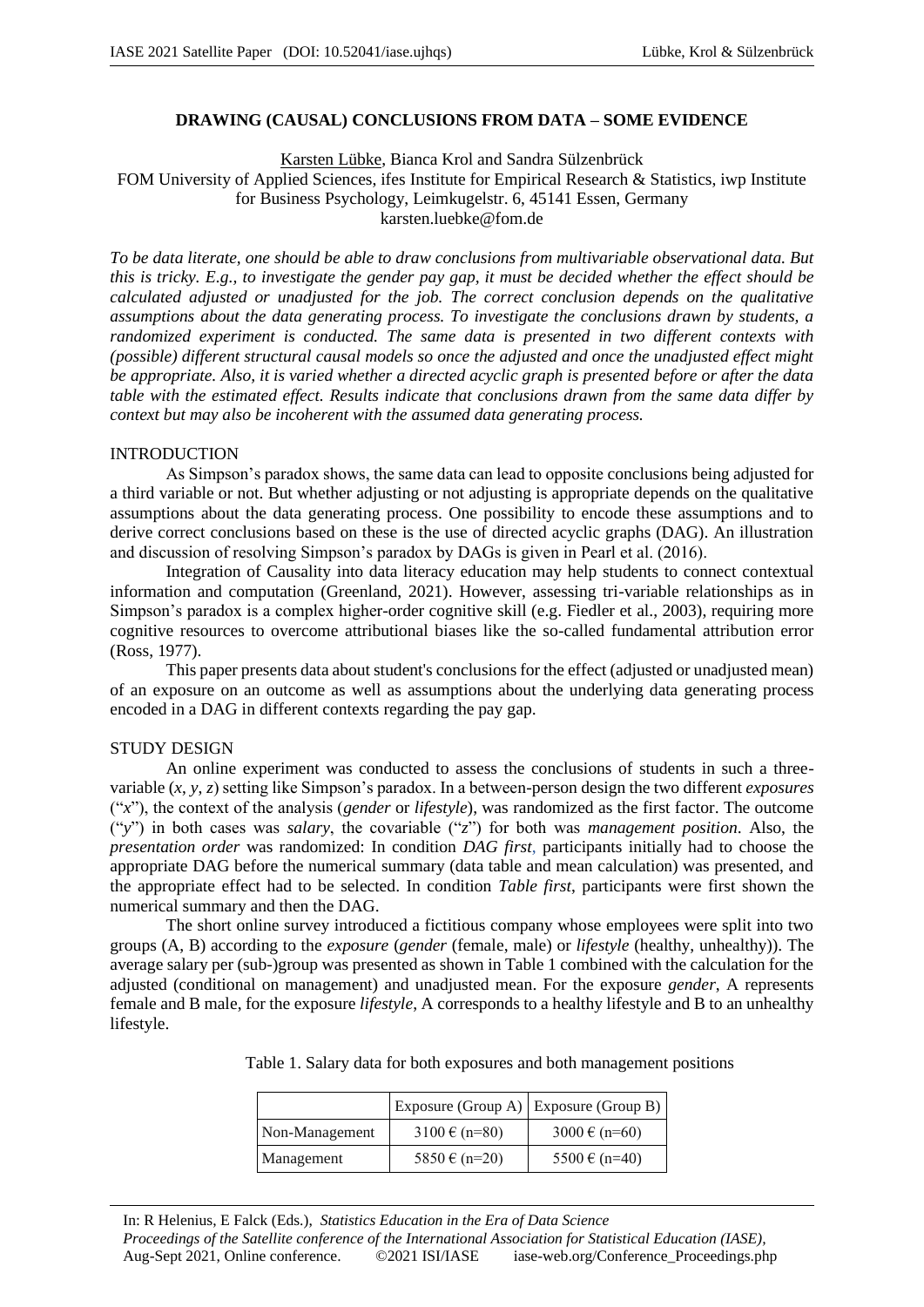# DRAWING (CAUSAL) CONCLUSIONS FROM DATA – SOME EVIDENCE

Karsten Lübke, Bianca Krol and Sandra Sülzenbrück
FOM University of Applied Sciences, ifes Institute for Empirical Research & Statistics, iwp Institute for Business Psychology, Leimkugelstr. 6, 45141 Essen, Germany
karsten.luebke@fom.de

*To be data literate, one should be able to draw conclusions from multivariable observational data. But this is tricky. E.g., to investigate the gender pay gap, it must be decided whether the effect should be calculated adjusted or unadjusted for the job. The correct conclusion depends on the qualitative assumptions about the data generating process. To investigate the conclusions drawn by students, a randomized experiment is conducted. The same data is presented in two different contexts with (possible) different structural causal models so once the adjusted and once the unadjusted effect might be appropriate. Also, it is varied whether a directed acyclic graph is presented before or after the data table with the estimated effect. Results indicate that conclusions drawn from the same data differ by context but may also be incoherent with the assumed data generating process.*

## INTRODUCTION

As Simpson's paradox shows, the same data can lead to opposite conclusions being adjusted for a third variable or not. But whether adjusting or not adjusting is appropriate depends on the qualitative assumptions about the data generating process. One possibility to encode these assumptions and to derive correct conclusions based on these is the use of directed acyclic graphs (DAG). An illustration and discussion of resolving Simpson's paradox by DAGs is given in Pearl et al. (2016).

Integration of Causality into data literacy education may help students to connect contextual information and computation (Greenland, 2021). However, assessing tri-variable relationships as in Simpson's paradox is a complex higher-order cognitive skill (e.g. Fiedler et al., 2003), requiring more cognitive resources to overcome attributional biases like the so-called fundamental attribution error (Ross, 1977).

This paper presents data about student's conclusions for the effect (adjusted or unadjusted mean) of an exposure on an outcome as well as assumptions about the underlying data generating process encoded in a DAG in different contexts regarding the pay gap.

## STUDY DESIGN

An online experiment was conducted to assess the conclusions of students in such a three-variable ($x$, $y$, $z$) setting like Simpson's paradox. In a between-person design the two different *exposures* ("$x$"), the context of the analysis (*gender* or *lifestyle*), was randomized as the first factor. The outcome ("$y$") in both cases was *salary*, the covariable ("$z$") for both was *management position*. Also, the *presentation order* was randomized: In condition *DAG first*, participants initially had to choose the appropriate DAG before the numerical summary (data table and mean calculation) was presented, and the appropriate effect had to be selected. In condition *Table first*, participants were first shown the numerical summary and then the DAG.

The short online survey introduced a fictitious company whose employees were split into two groups (A, B) according to the *exposure* (*gender* (female, male) or *lifestyle* (healthy, unhealthy)). The average salary per (sub-)group was presented as shown in Table 1 combined with the calculation for the adjusted (conditional on management) and unadjusted mean. For the exposure *gender*, A represents female and B male, for the exposure *lifestyle*, A corresponds to a healthy lifestyle and B to an unhealthy lifestyle.

Table 1. Salary data for both exposures and both management positions

| | Exposure (Group A) | Exposure (Group B) |
|---|---|---|
| Non-Management | 3100 € (n=80) | 3000 € (n=60) |
| Management | 5850 € (n=20) | 5500 € (n=40) |

In: R Helenius, E Falck (Eds.), *Statistics Education in the Era of Data Science*
*Proceedings of the Satellite conference of the International Association for Statistical Education (IASE)*, Aug-Sept 2021, Online conference. ©2021 ISI/IASE iase-web.org/Conference_Proceedings.php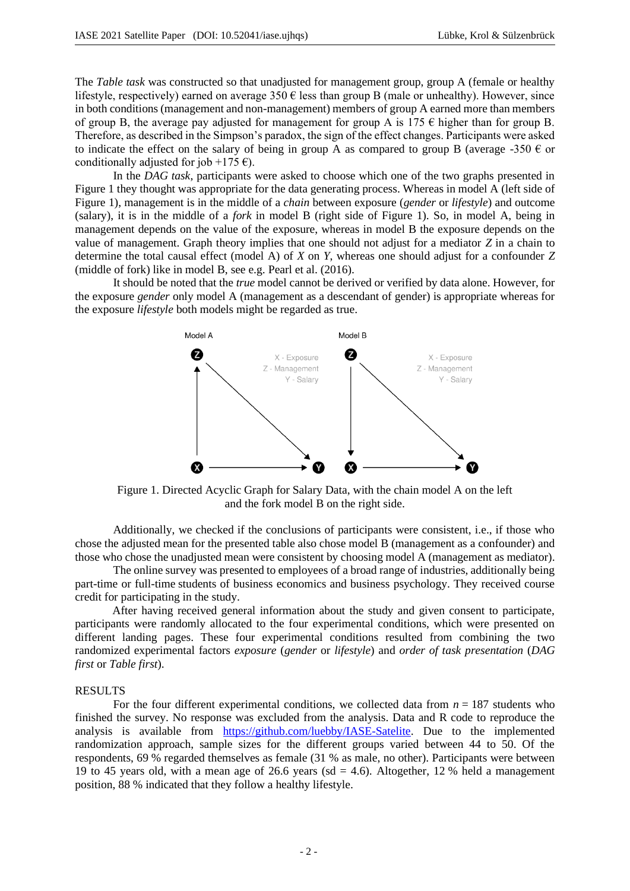The *Table task* was constructed so that unadjusted for management group, group A (female or healthy lifestyle, respectively) earned on average 350 € less than group B (male or unhealthy). However, since in both conditions (management and non-management) members of group A earned more than members of group B, the average pay adjusted for management for group A is 175 € higher than for group B. Therefore, as described in the Simpson's paradox, the sign of the effect changes. Participants were asked to indicate the effect on the salary of being in group A as compared to group B (average -350 € or conditionally adjusted for job +175 €).

In the *DAG task*, participants were asked to choose which one of the two graphs presented in Figure 1 they thought was appropriate for the data generating process. Whereas in model A (left side of Figure 1), management is in the middle of a *chain* between exposure (*gender* or *lifestyle*) and outcome (salary), it is in the middle of a *fork* in model B (right side of Figure 1). So, in model A, being in management depends on the value of the exposure, whereas in model B the exposure depends on the value of management. Graph theory implies that one should not adjust for a mediator $Z$ in a chain to determine the total causal effect (model A) of $X$ on $Y$, whereas one should adjust for a confounder $Z$ (middle of fork) like in model B, see e.g. Pearl et al. (2016).

It should be noted that the *true* model cannot be derived or verified by data alone. However, for the exposure *gender* only model A (management as a descendant of gender) is appropriate whereas for the exposure *lifestyle* both models might be regarded as true.

Figure 1. Directed Acyclic Graph for Salary Data, with the chain model A on the left and the fork model B on the right side.

Additionally, we checked if the conclusions of participants were consistent, i.e., if those who chose the adjusted mean for the presented table also chose model B (management as a confounder) and those who chose the unadjusted mean were consistent by choosing model A (management as mediator).

The online survey was presented to employees of a broad range of industries, additionally being part-time or full-time students of business economics and business psychology. They received course credit for participating in the study.

After having received general information about the study and given consent to participate, participants were randomly allocated to the four experimental conditions, which were presented on different landing pages. These four experimental conditions resulted from combining the two randomized experimental factors *exposure* (*gender* or *lifestyle*) and *order of task presentation* (*DAG first* or *Table first*).

## RESULTS

For the four different experimental conditions, we collected data from $n = 187$ students who finished the survey. No response was excluded from the analysis. Data and R code to reproduce the analysis is available from https://github.com/luebby/IASE-Satelite. Due to the implemented randomization approach, sample sizes for the different groups varied between 44 to 50. Of the respondents, 69 % regarded themselves as female (31 % as male, no other). Participants were between 19 to 45 years old, with a mean age of 26.6 years (sd = 4.6). Altogether, 12 % held a management position, 88 % indicated that they follow a healthy lifestyle.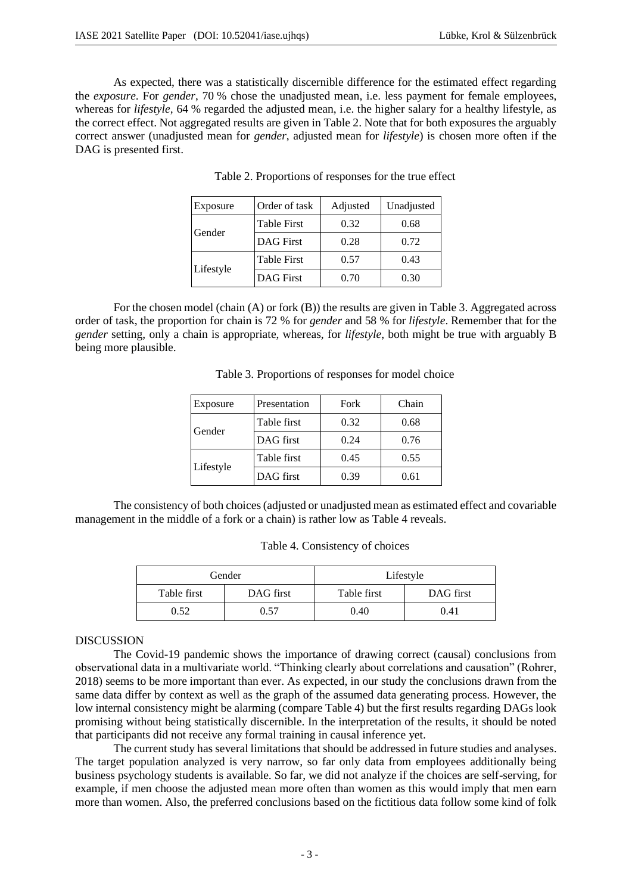As expected, there was a statistically discernible difference for the estimated effect regarding the *exposure*. For *gender*, 70 % chose the unadjusted mean, i.e. less payment for female employees, whereas for *lifestyle*, 64 % regarded the adjusted mean, i.e. the higher salary for a healthy lifestyle, as the correct effect. Not aggregated results are given in Table 2. Note that for both exposures the arguably correct answer (unadjusted mean for *gender*, adjusted mean for *lifestyle*) is chosen more often if the DAG is presented first.

Table 2. Proportions of responses for the true effect

| Exposure | Order of task | Adjusted | Unadjusted |
|---|---|---|---|
| Gender | Table First | 0.32 | 0.68 |
| | DAG First | 0.28 | 0.72 |
| Lifestyle | Table First | 0.57 | 0.43 |
| | DAG First | 0.70 | 0.30 |

For the chosen model (chain (A) or fork (B)) the results are given in Table 3. Aggregated across order of task, the proportion for chain is 72 % for *gender* and 58 % for *lifestyle*. Remember that for the *gender* setting, only a chain is appropriate, whereas, for *lifestyle*, both might be true with arguably B being more plausible.

Table 3. Proportions of responses for model choice

| Exposure | Presentation | Fork | Chain |
|---|---|---|---|
| Gender | Table first | 0.32 | 0.68 |
| | DAG first | 0.24 | 0.76 |
| Lifestyle | Table first | 0.45 | 0.55 |
| | DAG first | 0.39 | 0.61 |

The consistency of both choices (adjusted or unadjusted mean as estimated effect and covariable management in the middle of a fork or a chain) is rather low as Table 4 reveals.

Table 4. Consistency of choices

| Gender | | Lifestyle | |
|---|---|---|---|
| Table first | DAG first | Table first | DAG first |
| 0.52 | 0.57 | 0.40 | 0.41 |

## DISCUSSION

The Covid-19 pandemic shows the importance of drawing correct (causal) conclusions from observational data in a multivariate world. "Thinking clearly about correlations and causation" (Rohrer, 2018) seems to be more important than ever. As expected, in our study the conclusions drawn from the same data differ by context as well as the graph of the assumed data generating process. However, the low internal consistency might be alarming (compare Table 4) but the first results regarding DAGs look promising without being statistically discernible. In the interpretation of the results, it should be noted that participants did not receive any formal training in causal inference yet.

The current study has several limitations that should be addressed in future studies and analyses. The target population analyzed is very narrow, so far only data from employees additionally being business psychology students is available. So far, we did not analyze if the choices are self-serving, for example, if men choose the adjusted mean more often than women as this would imply that men earn more than women. Also, the preferred conclusions based on the fictitious data follow some kind of folk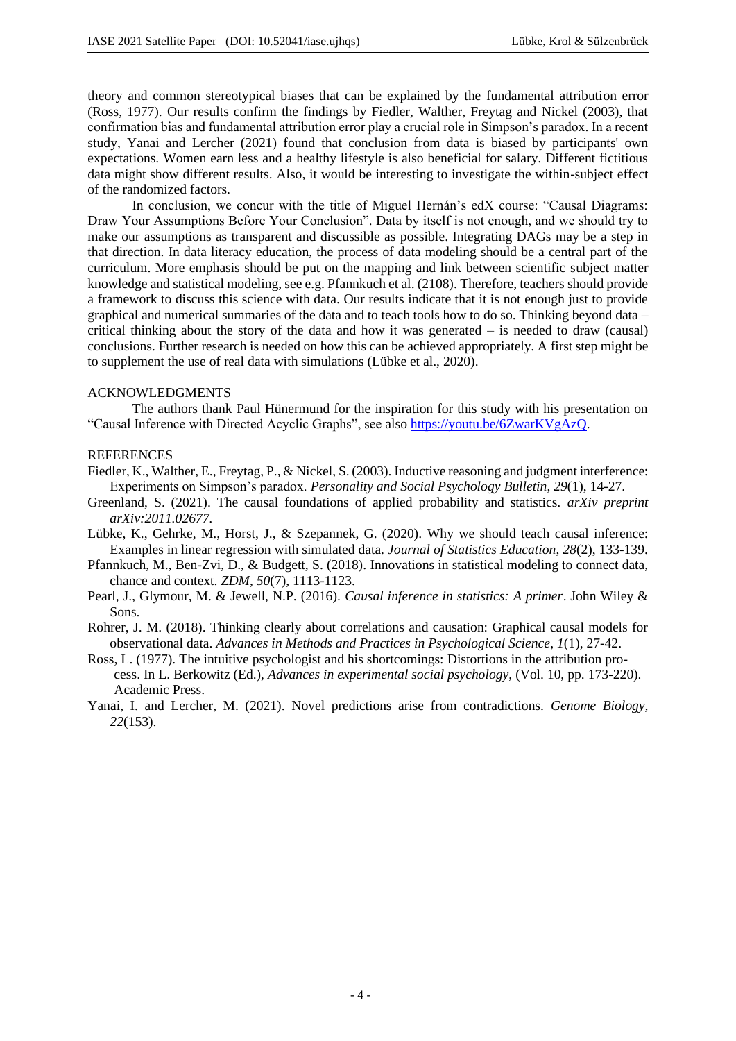theory and common stereotypical biases that can be explained by the fundamental attribution error (Ross, 1977). Our results confirm the findings by Fiedler, Walther, Freytag and Nickel (2003), that confirmation bias and fundamental attribution error play a crucial role in Simpson's paradox. In a recent study, Yanai and Lercher (2021) found that conclusion from data is biased by participants' own expectations. Women earn less and a healthy lifestyle is also beneficial for salary. Different fictitious data might show different results. Also, it would be interesting to investigate the within-subject effect of the randomized factors.

In conclusion, we concur with the title of Miguel Hernán's edX course: "Causal Diagrams: Draw Your Assumptions Before Your Conclusion". Data by itself is not enough, and we should try to make our assumptions as transparent and discussible as possible. Integrating DAGs may be a step in that direction. In data literacy education, the process of data modeling should be a central part of the curriculum. More emphasis should be put on the mapping and link between scientific subject matter knowledge and statistical modeling, see e.g. Pfannkuch et al. (2108). Therefore, teachers should provide a framework to discuss this science with data. Our results indicate that it is not enough just to provide graphical and numerical summaries of the data and to teach tools how to do so. Thinking beyond data – critical thinking about the story of the data and how it was generated – is needed to draw (causal) conclusions. Further research is needed on how this can be achieved appropriately. A first step might be to supplement the use of real data with simulations (Lübke et al., 2020).

## ACKNOWLEDGMENTS

The authors thank Paul Hünermund for the inspiration for this study with his presentation on "Causal Inference with Directed Acyclic Graphs", see also https://youtu.be/6ZwarKVgAzQ.

## REFERENCES

Fiedler, K., Walther, E., Freytag, P., & Nickel, S. (2003). Inductive reasoning and judgment interference: Experiments on Simpson's paradox. *Personality and Social Psychology Bulletin*, *29*(1), 14-27.

Greenland, S. (2021). The causal foundations of applied probability and statistics. *arXiv preprint arXiv:2011.02677.*

Lübke, K., Gehrke, M., Horst, J., & Szepannek, G. (2020). Why we should teach causal inference: Examples in linear regression with simulated data. *Journal of Statistics Education*, *28*(2), 133-139.

Pfannkuch, M., Ben-Zvi, D., & Budgett, S. (2018). Innovations in statistical modeling to connect data, chance and context. *ZDM*, *50*(7), 1113-1123.

Pearl, J., Glymour, M. & Jewell, N.P. (2016). *Causal inference in statistics: A primer*. John Wiley & Sons.

Rohrer, J. M. (2018). Thinking clearly about correlations and causation: Graphical causal models for observational data. *Advances in Methods and Practices in Psychological Science*, *1*(1), 27-42.

Ross, L. (1977). The intuitive psychologist and his shortcomings: Distortions in the attribution process. In L. Berkowitz (Ed.), *Advances in experimental social psychology*, (Vol. 10, pp. 173-220). Academic Press.

Yanai, I. and Lercher, M. (2021). Novel predictions arise from contradictions. *Genome Biology, 22*(153).